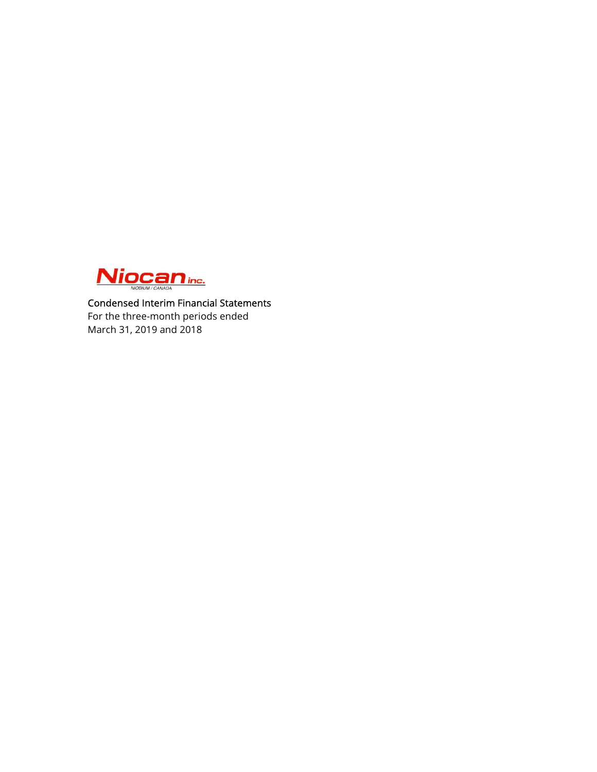Niocan inc.

NIOBIUM / CANADA

# Condensed Interim Financial Statements

For the three-month periods ended

March 31, 2019 and 2018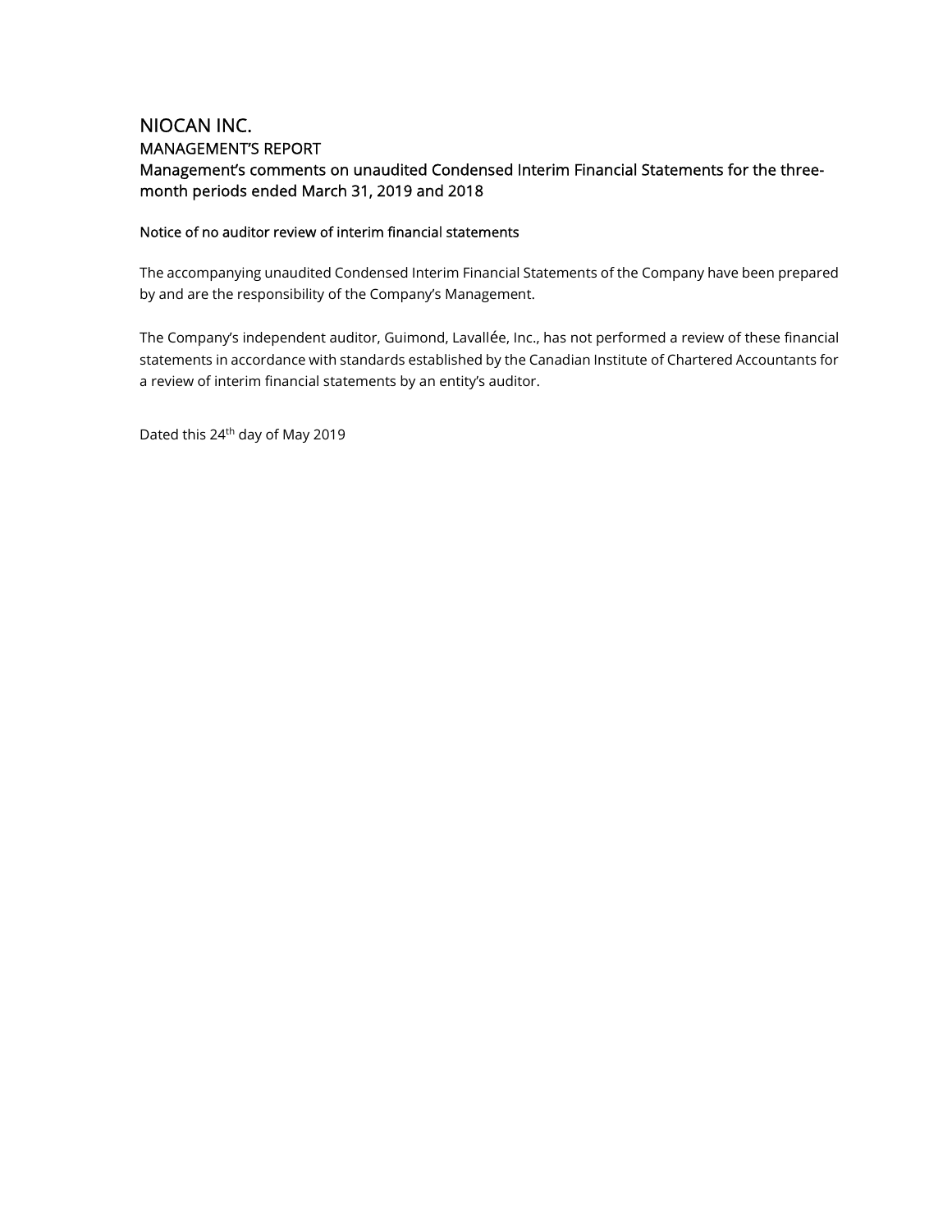# NIOCAN INC.

## MANAGEMENT'S REPORT

## Management's comments on unaudited Condensed Interim Financial Statements for the three-month periods ended March 31, 2019 and 2018

### Notice of no auditor review of interim financial statements

The accompanying unaudited Condensed Interim Financial Statements of the Company have been prepared by and are the responsibility of the Company's Management.

The Company's independent auditor, Guimond, Lavallée, Inc., has not performed a review of these financial statements in accordance with standards established by the Canadian Institute of Chartered Accountants for a review of interim financial statements by an entity's auditor.

Dated this 24th day of May 2019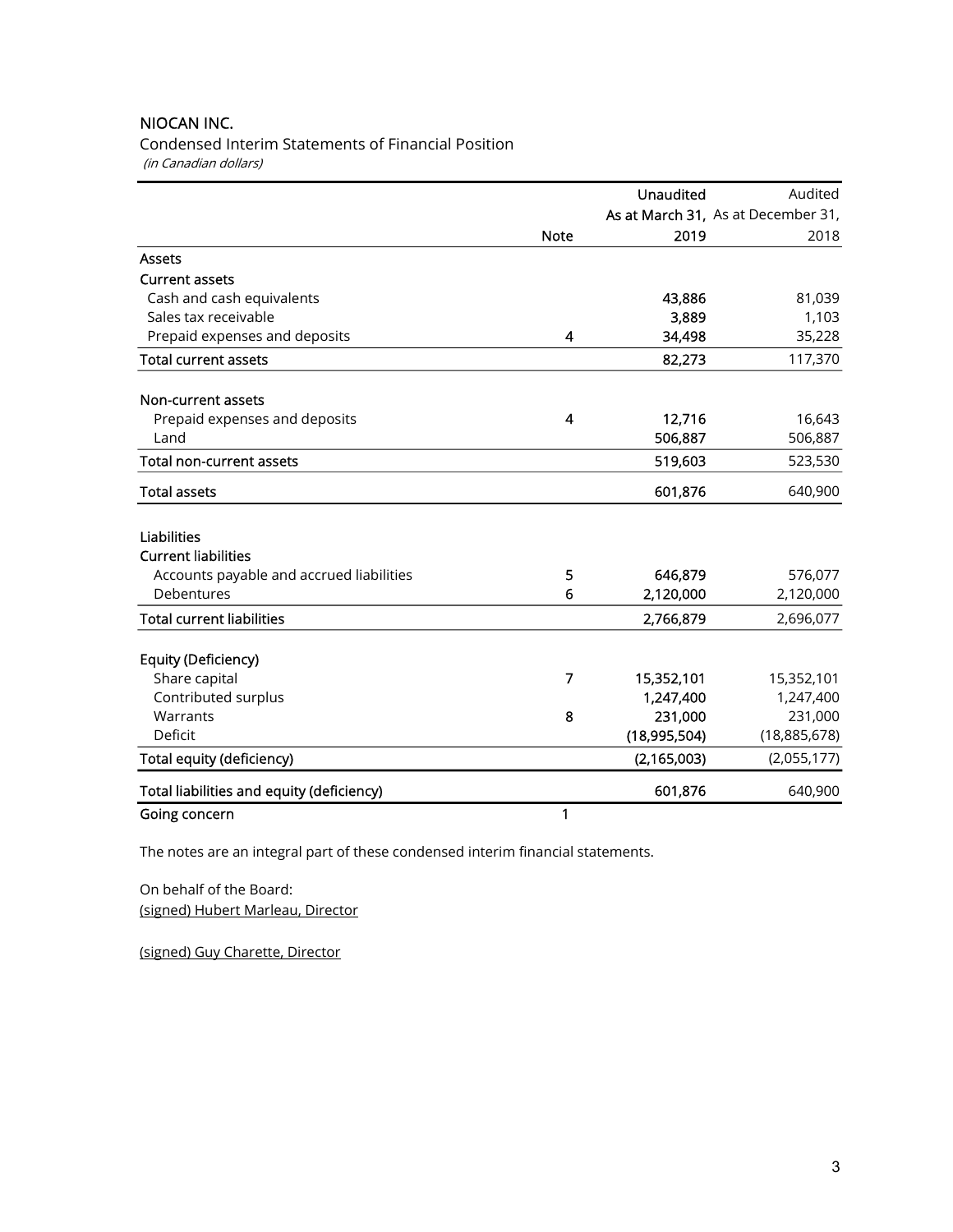NIOCAN INC.

Condensed Interim Statements of Financial Position

*(in Canadian dollars)*

| | Note | Unaudited As at March 31, 2019 | Audited As at December 31, 2018 |
|---|---|---|---|
| **Assets** | | | |
| **Current assets** | | | |
| Cash and cash equivalents | | 43,886 | 81,039 |
| Sales tax receivable | | 3,889 | 1,103 |
| Prepaid expenses and deposits | 4 | 34,498 | 35,228 |
| **Total current assets** | | 82,273 | 117,370 |
| | | | |
| **Non-current assets** | | | |
| Prepaid expenses and deposits | 4 | 12,716 | 16,643 |
| Land | | 506,887 | 506,887 |
| **Total non-current assets** | | 519,603 | 523,530 |
| **Total assets** | | 601,876 | 640,900 |
| | | | |
| **Liabilities** | | | |
| **Current liabilities** | | | |
| Accounts payable and accrued liabilities | 5 | 646,879 | 576,077 |
| Debentures | 6 | 2,120,000 | 2,120,000 |
| **Total current liabilities** | | 2,766,879 | 2,696,077 |
| | | | |
| **Equity (Deficiency)** | | | |
| Share capital | 7 | 15,352,101 | 15,352,101 |
| Contributed surplus | | 1,247,400 | 1,247,400 |
| Warrants | 8 | 231,000 | 231,000 |
| Deficit | | (18,995,504) | (18,885,678) |
| **Total equity (deficiency)** | | (2,165,003) | (2,055,177) |
| **Total liabilities and equity (deficiency)** | | 601,876 | 640,900 |
| **Going concern** | 1 | | |

The notes are an integral part of these condensed interim financial statements.

On behalf of the Board:

(signed) Hubert Marleau, Director

(signed) Guy Charette, Director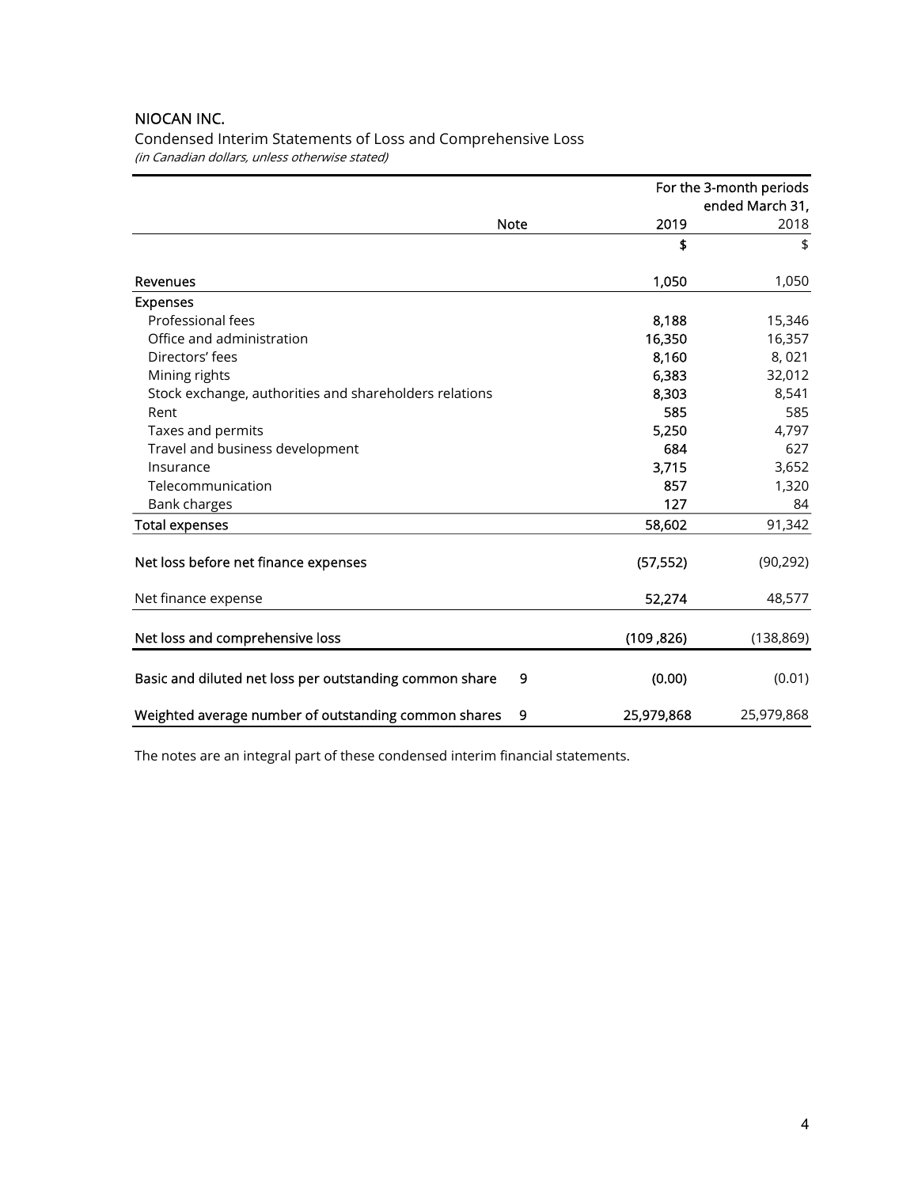NIOCAN INC.

Condensed Interim Statements of Loss and Comprehensive Loss

*(in Canadian dollars, unless otherwise stated)*

| | Note | For the 3-month periods ended March 31, 2019 | 2018 |
|---|---|---|---|
| | | **$** | $ |
| **Revenues** | | **1,050** | 1,050 |
| **Expenses** | | | |
| Professional fees | | **8,188** | 15,346 |
| Office and administration | | **16,350** | 16,357 |
| Directors' fees | | **8,160** | 8, 021 |
| Mining rights | | **6,383** | 32,012 |
| Stock exchange, authorities and shareholders relations | | **8,303** | 8,541 |
| Rent | | **585** | 585 |
| Taxes and permits | | **5,250** | 4,797 |
| Travel and business development | | **684** | 627 |
| Insurance | | **3,715** | 3,652 |
| Telecommunication | | **857** | 1,320 |
| Bank charges | | **127** | 84 |
| **Total expenses** | | **58,602** | 91,342 |
| **Net loss before net finance expenses** | | **(57,552)** | (90,292) |
| Net finance expense | | **52,274** | 48,577 |
| **Net loss and comprehensive loss** | | **(109 ,826)** | (138,869) |
| **Basic and diluted net loss per outstanding common share** | 9 | **(0.00)** | (0.01) |
| **Weighted average number of outstanding common shares** | 9 | **25,979,868** | 25,979,868 |

The notes are an integral part of these condensed interim financial statements.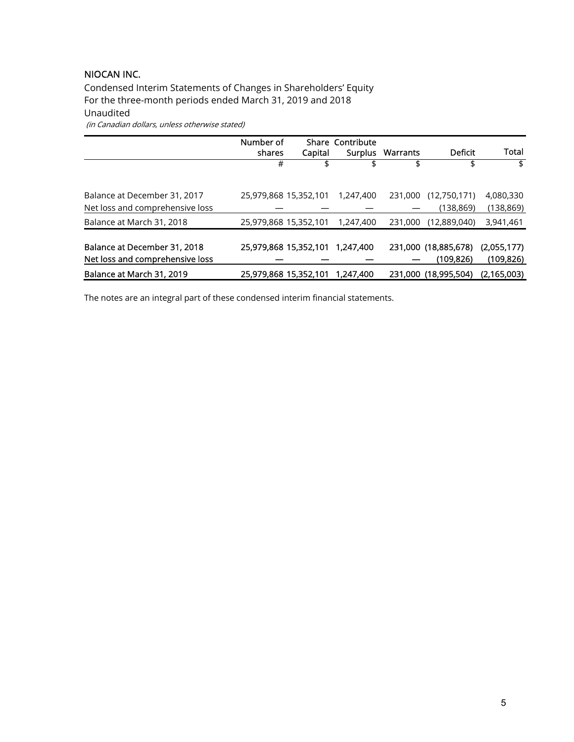NIOCAN INC.

Condensed Interim Statements of Changes in Shareholders' Equity
For the three-month periods ended March 31, 2019 and 2018
Unaudited
*(in Canadian dollars, unless otherwise stated)*

| | Number of shares | Share Capital | Contribute Surplus | Warrants | Deficit | Total |
|---|---|---|---|---|---|---|
| | # | $ | $ | $ | $ | $ |
| Balance at December 31, 2017 | 25,979,868 | 15,352,101 | 1,247,400 | 231,000 | (12,750,171) | 4,080,330 |
| Net loss and comprehensive loss | — | — | — | — | (138,869) | (138,869) |
| Balance at March 31, 2018 | 25,979,868 | 15,352,101 | 1,247,400 | 231,000 | (12,889,040) | 3,941,461 |
| Balance at December 31, 2018 | 25,979,868 | 15,352,101 | 1,247,400 | 231,000 | (18,885,678) | (2,055,177) |
| Net loss and comprehensive loss | — | — | — | — | (109,826) | (109,826) |
| Balance at March 31, 2019 | 25,979,868 | 15,352,101 | 1,247,400 | 231,000 | (18,995,504) | (2,165,003) |

The notes are an integral part of these condensed interim financial statements.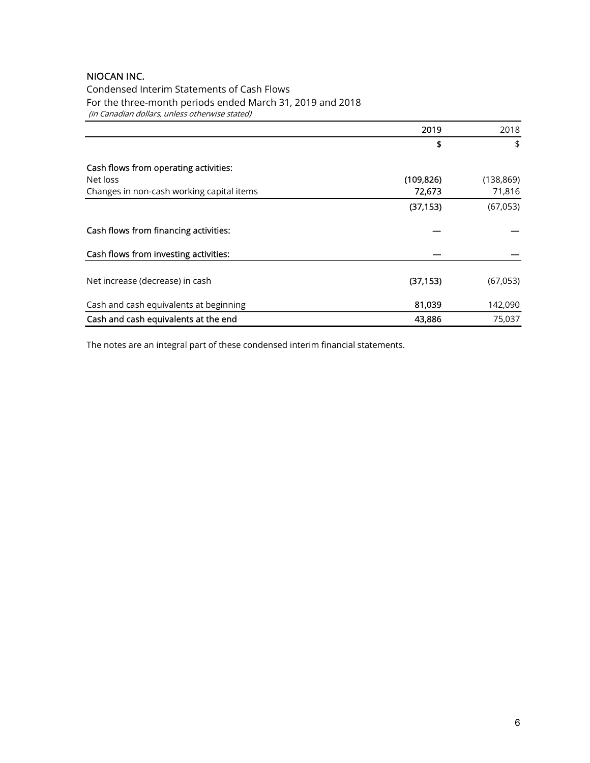# NIOCAN INC.

Condensed Interim Statements of Cash Flows
For the three-month periods ended March 31, 2019 and 2018
*(in Canadian dollars, unless otherwise stated)*

| | 2019 | 2018 |
|---|---|---|
| | **$** | $ |
| **Cash flows from operating activities:** | | |
| Net loss | **(109,826)** | (138,869) |
| Changes in non-cash working capital items | **72,673** | 71,816 |
| | **(37,153)** | (67,053) |
| **Cash flows from financing activities:** | **—** | — |
| **Cash flows from investing activities:** | **—** | — |
| Net increase (decrease) in cash | **(37,153)** | (67,053) |
| Cash and cash equivalents at beginning | **81,039** | 142,090 |
| **Cash and cash equivalents at the end** | **43,886** | 75,037 |

The notes are an integral part of these condensed interim financial statements.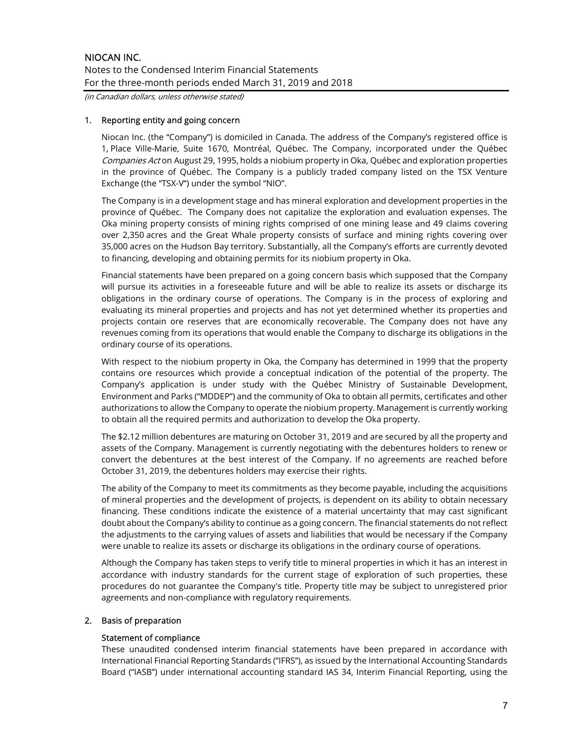## 1. Reporting entity and going concern

Niocan Inc. (the "Company") is domiciled in Canada. The address of the Company's registered office is 1, Place Ville-Marie, Suite 1670, Montréal, Québec. The Company, incorporated under the Québec *Companies Act* on August 29, 1995, holds a niobium property in Oka, Québec and exploration properties in the province of Québec. The Company is a publicly traded company listed on the TSX Venture Exchange (the "TSX-V") under the symbol "NIO".

The Company is in a development stage and has mineral exploration and development properties in the province of Québec. The Company does not capitalize the exploration and evaluation expenses. The Oka mining property consists of mining rights comprised of one mining lease and 49 claims covering over 2,350 acres and the Great Whale property consists of surface and mining rights covering over 35,000 acres on the Hudson Bay territory. Substantially, all the Company's efforts are currently devoted to financing, developing and obtaining permits for its niobium property in Oka.

Financial statements have been prepared on a going concern basis which supposed that the Company will pursue its activities in a foreseeable future and will be able to realize its assets or discharge its obligations in the ordinary course of operations. The Company is in the process of exploring and evaluating its mineral properties and projects and has not yet determined whether its properties and projects contain ore reserves that are economically recoverable. The Company does not have any revenues coming from its operations that would enable the Company to discharge its obligations in the ordinary course of its operations.

With respect to the niobium property in Oka, the Company has determined in 1999 that the property contains ore resources which provide a conceptual indication of the potential of the property. The Company's application is under study with the Québec Ministry of Sustainable Development, Environment and Parks ("MDDEP") and the community of Oka to obtain all permits, certificates and other authorizations to allow the Company to operate the niobium property. Management is currently working to obtain all the required permits and authorization to develop the Oka property.

The $2.12 million debentures are maturing on October 31, 2019 and are secured by all the property and assets of the Company. Management is currently negotiating with the debentures holders to renew or convert the debentures at the best interest of the Company. If no agreements are reached before October 31, 2019, the debentures holders may exercise their rights.

The ability of the Company to meet its commitments as they become payable, including the acquisitions of mineral properties and the development of projects, is dependent on its ability to obtain necessary financing. These conditions indicate the existence of a material uncertainty that may cast significant doubt about the Company's ability to continue as a going concern. The financial statements do not reflect the adjustments to the carrying values of assets and liabilities that would be necessary if the Company were unable to realize its assets or discharge its obligations in the ordinary course of operations.

Although the Company has taken steps to verify title to mineral properties in which it has an interest in accordance with industry standards for the current stage of exploration of such properties, these procedures do not guarantee the Company's title. Property title may be subject to unregistered prior agreements and non-compliance with regulatory requirements.

## 2. Basis of preparation

### Statement of compliance

These unaudited condensed interim financial statements have been prepared in accordance with International Financial Reporting Standards ("IFRS"), as issued by the International Accounting Standards Board ("IASB") under international accounting standard IAS 34, Interim Financial Reporting, using the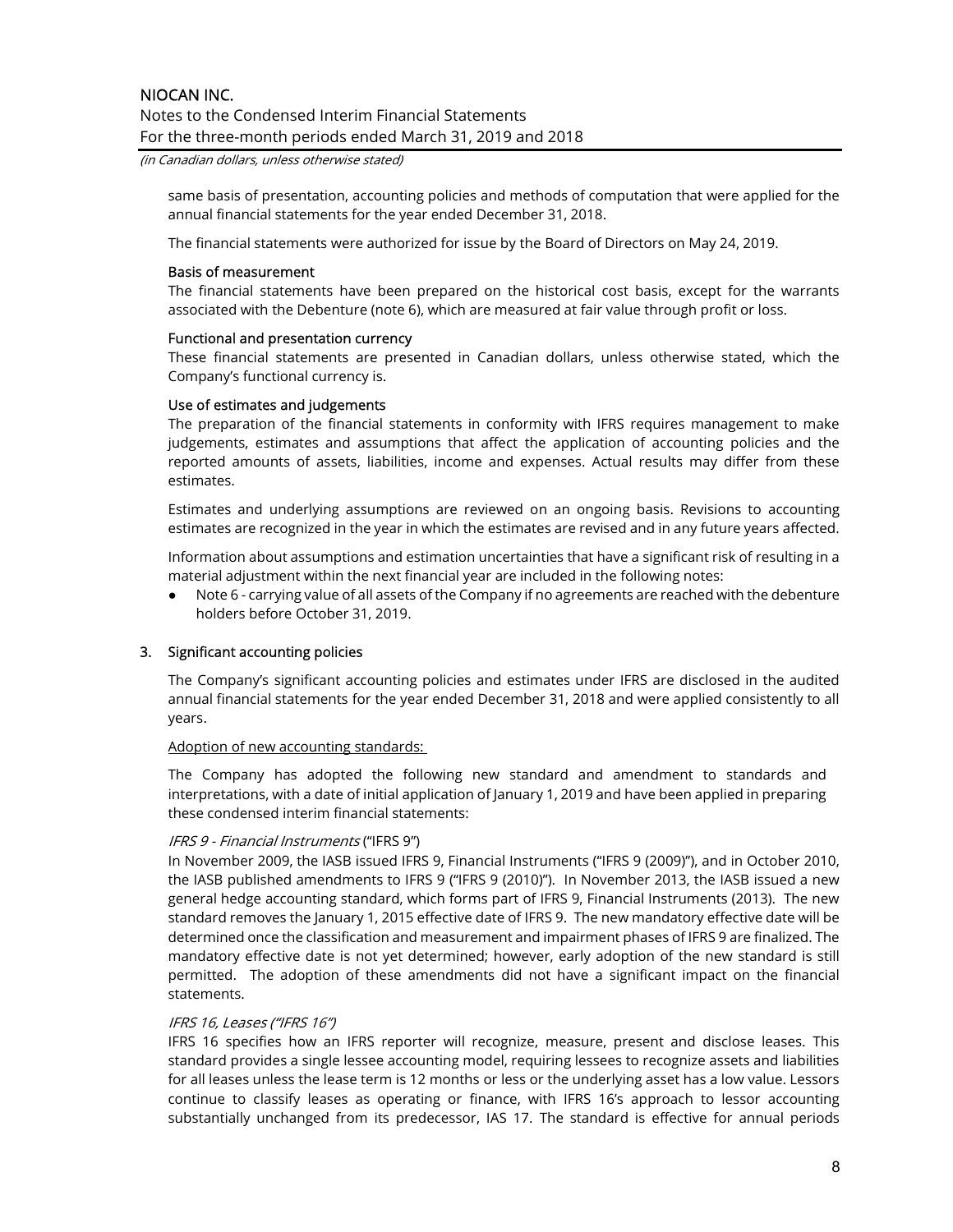same basis of presentation, accounting policies and methods of computation that were applied for the annual financial statements for the year ended December 31, 2018.

The financial statements were authorized for issue by the Board of Directors on May 24, 2019.

#### Basis of measurement

The financial statements have been prepared on the historical cost basis, except for the warrants associated with the Debenture (note 6), which are measured at fair value through profit or loss.

#### Functional and presentation currency

These financial statements are presented in Canadian dollars, unless otherwise stated, which the Company's functional currency is.

#### Use of estimates and judgements

The preparation of the financial statements in conformity with IFRS requires management to make judgements, estimates and assumptions that affect the application of accounting policies and the reported amounts of assets, liabilities, income and expenses. Actual results may differ from these estimates.

Estimates and underlying assumptions are reviewed on an ongoing basis. Revisions to accounting estimates are recognized in the year in which the estimates are revised and in any future years affected.

Information about assumptions and estimation uncertainties that have a significant risk of resulting in a material adjustment within the next financial year are included in the following notes:

- Note 6 - carrying value of all assets of the Company if no agreements are reached with the debenture holders before October 31, 2019.

## 3. Significant accounting policies

The Company's significant accounting policies and estimates under IFRS are disclosed in the audited annual financial statements for the year ended December 31, 2018 and were applied consistently to all years.

Adoption of new accounting standards:

The Company has adopted the following new standard and amendment to standards and interpretations, with a date of initial application of January 1, 2019 and have been applied in preparing these condensed interim financial statements:

*IFRS 9 - Financial Instruments* ("IFRS 9")

In November 2009, the IASB issued IFRS 9, Financial Instruments ("IFRS 9 (2009)"), and in October 2010, the IASB published amendments to IFRS 9 ("IFRS 9 (2010)"). In November 2013, the IASB issued a new general hedge accounting standard, which forms part of IFRS 9, Financial Instruments (2013). The new standard removes the January 1, 2015 effective date of IFRS 9. The new mandatory effective date will be determined once the classification and measurement and impairment phases of IFRS 9 are finalized. The mandatory effective date is not yet determined; however, early adoption of the new standard is still permitted. The adoption of these amendments did not have a significant impact on the financial statements.

*IFRS 16, Leases ("IFRS 16")*

IFRS 16 specifies how an IFRS reporter will recognize, measure, present and disclose leases. This standard provides a single lessee accounting model, requiring lessees to recognize assets and liabilities for all leases unless the lease term is 12 months or less or the underlying asset has a low value. Lessors continue to classify leases as operating or finance, with IFRS 16's approach to lessor accounting substantially unchanged from its predecessor, IAS 17. The standard is effective for annual periods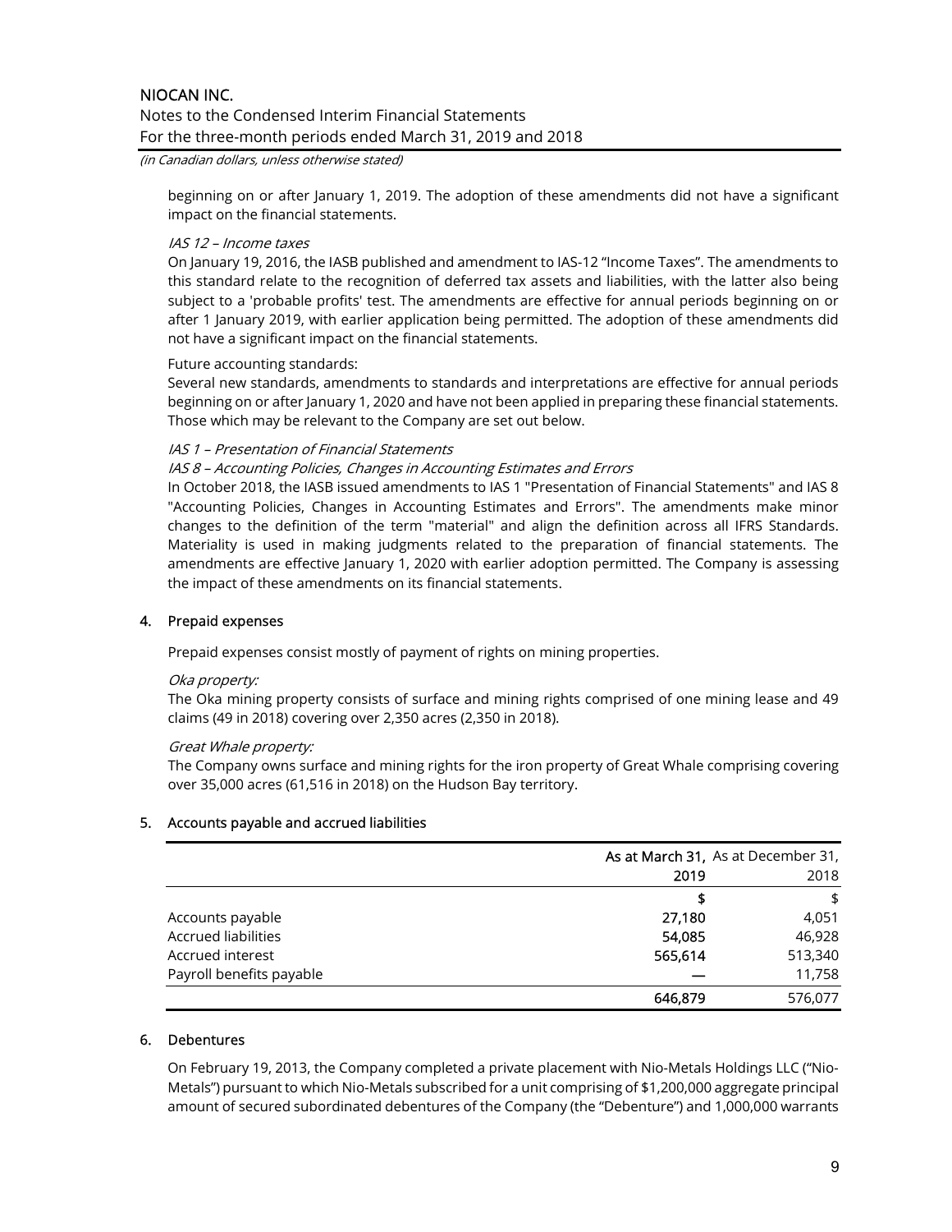beginning on or after January 1, 2019. The adoption of these amendments did not have a significant impact on the financial statements.

*IAS 12 – Income taxes*

On January 19, 2016, the IASB published and amendment to IAS-12 "Income Taxes". The amendments to this standard relate to the recognition of deferred tax assets and liabilities, with the latter also being subject to a 'probable profits' test. The amendments are effective for annual periods beginning on or after 1 January 2019, with earlier application being permitted. The adoption of these amendments did not have a significant impact on the financial statements.

Future accounting standards:

Several new standards, amendments to standards and interpretations are effective for annual periods beginning on or after January 1, 2020 and have not been applied in preparing these financial statements. Those which may be relevant to the Company are set out below.

*IAS 1 – Presentation of Financial Statements*

*IAS 8 – Accounting Policies, Changes in Accounting Estimates and Errors*

In October 2018, the IASB issued amendments to IAS 1 "Presentation of Financial Statements" and IAS 8 "Accounting Policies, Changes in Accounting Estimates and Errors". The amendments make minor changes to the definition of the term "material" and align the definition across all IFRS Standards. Materiality is used in making judgments related to the preparation of financial statements. The amendments are effective January 1, 2020 with earlier adoption permitted. The Company is assessing the impact of these amendments on its financial statements.

## 4. Prepaid expenses

Prepaid expenses consist mostly of payment of rights on mining properties.

*Oka property:*

The Oka mining property consists of surface and mining rights comprised of one mining lease and 49 claims (49 in 2018) covering over 2,350 acres (2,350 in 2018).

*Great Whale property:*

The Company owns surface and mining rights for the iron property of Great Whale comprising covering over 35,000 acres (61,516 in 2018) on the Hudson Bay territory.

## 5. Accounts payable and accrued liabilities

| | **As at March 31, 2019** | As at December 31, 2018 |
|---|---|---|
| | **$** | $ |
| Accounts payable | **27,180** | 4,051 |
| Accrued liabilities | **54,085** | 46,928 |
| Accrued interest | **565,614** | 513,340 |
| Payroll benefits payable | **—** | 11,758 |
| | **646,879** | 576,077 |

## 6. Debentures

On February 19, 2013, the Company completed a private placement with Nio-Metals Holdings LLC ("Nio-Metals") pursuant to which Nio-Metals subscribed for a unit comprising of $1,200,000 aggregate principal amount of secured subordinated debentures of the Company (the "Debenture") and 1,000,000 warrants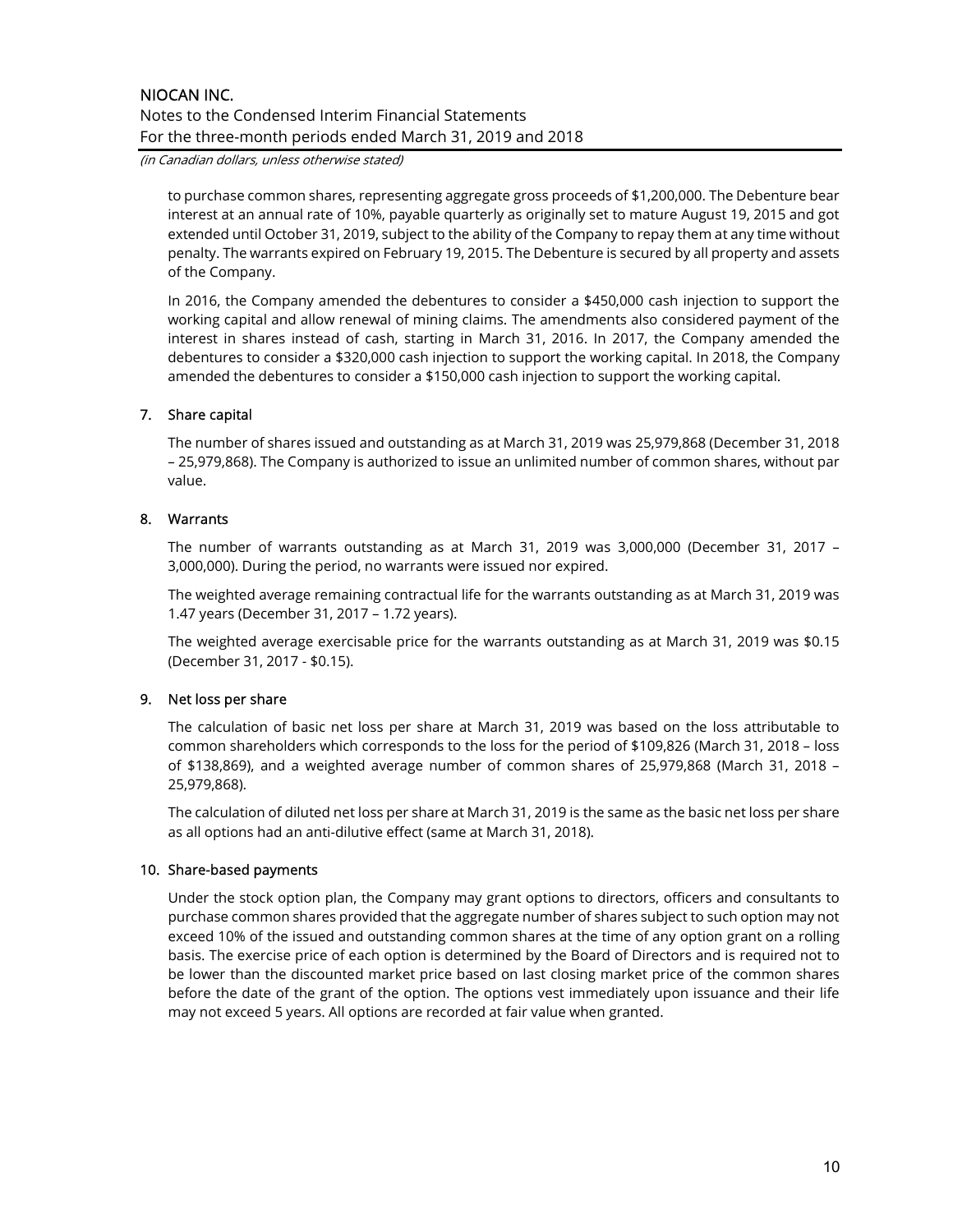to purchase common shares, representing aggregate gross proceeds of $1,200,000. The Debenture bear interest at an annual rate of 10%, payable quarterly as originally set to mature August 19, 2015 and got extended until October 31, 2019, subject to the ability of the Company to repay them at any time without penalty. The warrants expired on February 19, 2015. The Debenture is secured by all property and assets of the Company.

In 2016, the Company amended the debentures to consider a $450,000 cash injection to support the working capital and allow renewal of mining claims. The amendments also considered payment of the interest in shares instead of cash, starting in March 31, 2016. In 2017, the Company amended the debentures to consider a $320,000 cash injection to support the working capital. In 2018, the Company amended the debentures to consider a $150,000 cash injection to support the working capital.

## 7. Share capital

The number of shares issued and outstanding as at March 31, 2019 was 25,979,868 (December 31, 2018 – 25,979,868). The Company is authorized to issue an unlimited number of common shares, without par value.

## 8. Warrants

The number of warrants outstanding as at March 31, 2019 was 3,000,000 (December 31, 2017 – 3,000,000). During the period, no warrants were issued nor expired.

The weighted average remaining contractual life for the warrants outstanding as at March 31, 2019 was 1.47 years (December 31, 2017 – 1.72 years).

The weighted average exercisable price for the warrants outstanding as at March 31, 2019 was $0.15 (December 31, 2017 - $0.15).

## 9. Net loss per share

The calculation of basic net loss per share at March 31, 2019 was based on the loss attributable to common shareholders which corresponds to the loss for the period of $109,826 (March 31, 2018 – loss of $138,869), and a weighted average number of common shares of 25,979,868 (March 31, 2018 – 25,979,868).

The calculation of diluted net loss per share at March 31, 2019 is the same as the basic net loss per share as all options had an anti-dilutive effect (same at March 31, 2018).

## 10. Share-based payments

Under the stock option plan, the Company may grant options to directors, officers and consultants to purchase common shares provided that the aggregate number of shares subject to such option may not exceed 10% of the issued and outstanding common shares at the time of any option grant on a rolling basis. The exercise price of each option is determined by the Board of Directors and is required not to be lower than the discounted market price based on last closing market price of the common shares before the date of the grant of the option. The options vest immediately upon issuance and their life may not exceed 5 years. All options are recorded at fair value when granted.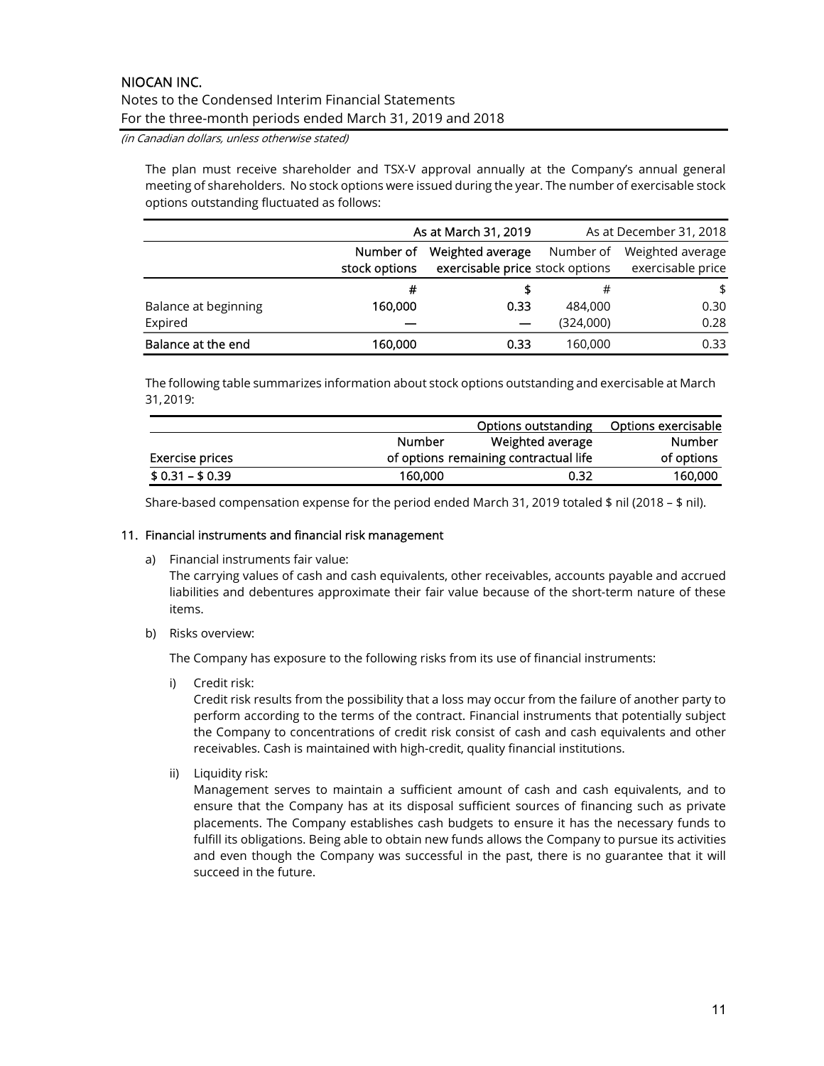The plan must receive shareholder and TSX-V approval annually at the Company's annual general meeting of shareholders. No stock options were issued during the year. The number of exercisable stock options outstanding fluctuated as follows:

| | As at March 31, 2019 | | As at December 31, 2018 | |
|---|---|---|---|---|
| | Number of stock options | Weighted average exercisable price | Number of stock options | Weighted average exercisable price |
| | # | $ | # | $ |
| Balance at beginning | 160,000 | 0.33 | 484,000 | 0.30 |
| Expired | — | — | (324,000) | 0.28 |
| **Balance at the end** | **160,000** | **0.33** | 160,000 | 0.33 |

The following table summarizes information about stock options outstanding and exercisable at March 31, 2019:

| | Options outstanding | | Options exercisable |
|---|---|---|---|
| Exercise prices | Number of options | Weighted average remaining contractual life | Number of options |
| $ 0.31 – $ 0.39 | 160,000 | 0.32 | 160,000 |

Share-based compensation expense for the period ended March 31, 2019 totaled $ nil (2018 – $ nil).

## 11. Financial instruments and financial risk management

a) Financial instruments fair value:
The carrying values of cash and cash equivalents, other receivables, accounts payable and accrued liabilities and debentures approximate their fair value because of the short-term nature of these items.

b) Risks overview:

The Company has exposure to the following risks from its use of financial instruments:

i) Credit risk:
Credit risk results from the possibility that a loss may occur from the failure of another party to perform according to the terms of the contract. Financial instruments that potentially subject the Company to concentrations of credit risk consist of cash and cash equivalents and other receivables. Cash is maintained with high-credit, quality financial institutions.

ii) Liquidity risk:
Management serves to maintain a sufficient amount of cash and cash equivalents, and to ensure that the Company has at its disposal sufficient sources of financing such as private placements. The Company establishes cash budgets to ensure it has the necessary funds to fulfill its obligations. Being able to obtain new funds allows the Company to pursue its activities and even though the Company was successful in the past, there is no guarantee that it will succeed in the future.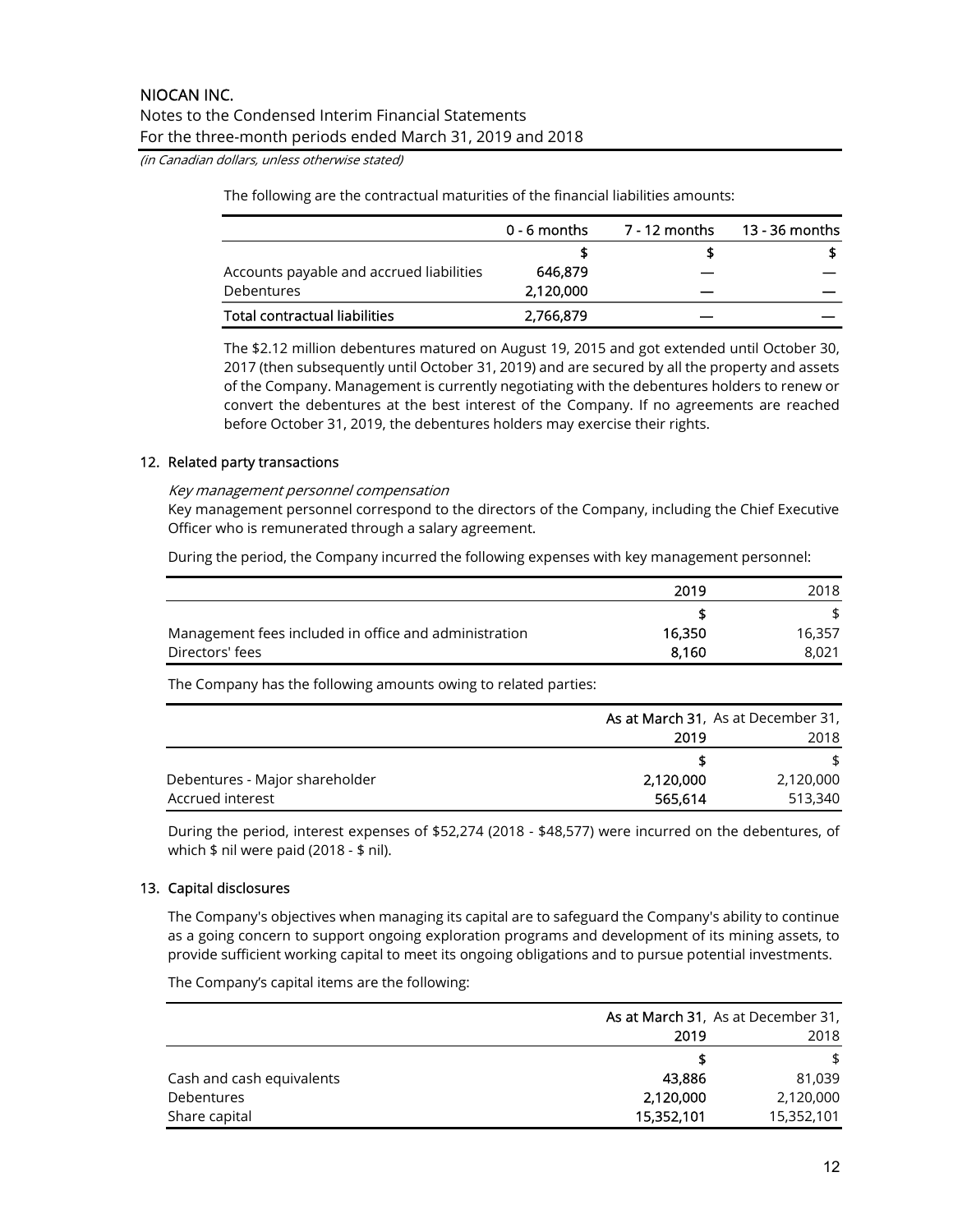The following are the contractual maturities of the financial liabilities amounts:

| | 0 - 6 months | 7 - 12 months | 13 - 36 months |
|---|---|---|---|
| | **$** | **$** | **$** |
| Accounts payable and accrued liabilities | **646,879** | **—** | **—** |
| Debentures | **2,120,000** | **—** | **—** |
| **Total contractual liabilities** | **2,766,879** | **—** | **—** |

The $2.12 million debentures matured on August 19, 2015 and got extended until October 30, 2017 (then subsequently until October 31, 2019) and are secured by all the property and assets of the Company. Management is currently negotiating with the debentures holders to renew or convert the debentures at the best interest of the Company. If no agreements are reached before October 31, 2019, the debentures holders may exercise their rights.

## 12. Related party transactions

*Key management personnel compensation*

Key management personnel correspond to the directors of the Company, including the Chief Executive Officer who is remunerated through a salary agreement.

During the period, the Company incurred the following expenses with key management personnel:

| | 2019 | 2018 |
|---|---|---|
| | **$** | $ |
| Management fees included in office and administration | **16,350** | 16,357 |
| Directors' fees | **8,160** | 8,021 |

The Company has the following amounts owing to related parties:

| | **As at March 31, 2019** | As at December 31, 2018 |
|---|---|---|
| | **$** | $ |
| Debentures - Major shareholder | **2,120,000** | 2,120,000 |
| Accrued interest | **565,614** | 513,340 |

During the period, interest expenses of $52,274 (2018 - $48,577) were incurred on the debentures, of which $ nil were paid (2018 - $ nil).

## 13. Capital disclosures

The Company's objectives when managing its capital are to safeguard the Company's ability to continue as a going concern to support ongoing exploration programs and development of its mining assets, to provide sufficient working capital to meet its ongoing obligations and to pursue potential investments.

The Company's capital items are the following:

| | **As at March 31, 2019** | As at December 31, 2018 |
|---|---|---|
| | **$** | $ |
| Cash and cash equivalents | **43,886** | 81,039 |
| Debentures | **2,120,000** | 2,120,000 |
| Share capital | **15,352,101** | 15,352,101 |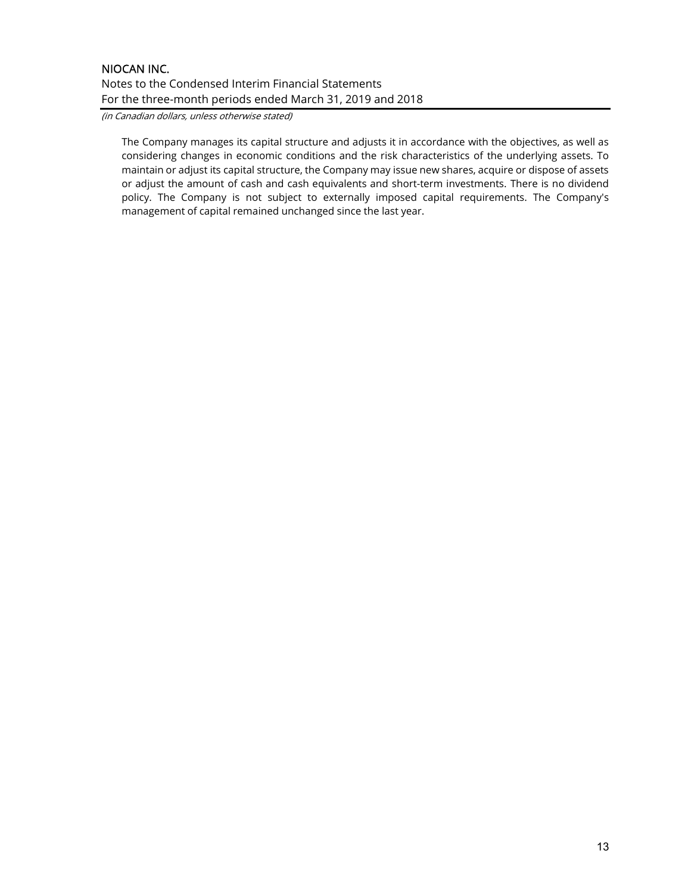The Company manages its capital structure and adjusts it in accordance with the objectives, as well as considering changes in economic conditions and the risk characteristics of the underlying assets. To maintain or adjust its capital structure, the Company may issue new shares, acquire or dispose of assets or adjust the amount of cash and cash equivalents and short-term investments. There is no dividend policy. The Company is not subject to externally imposed capital requirements. The Company's management of capital remained unchanged since the last year.